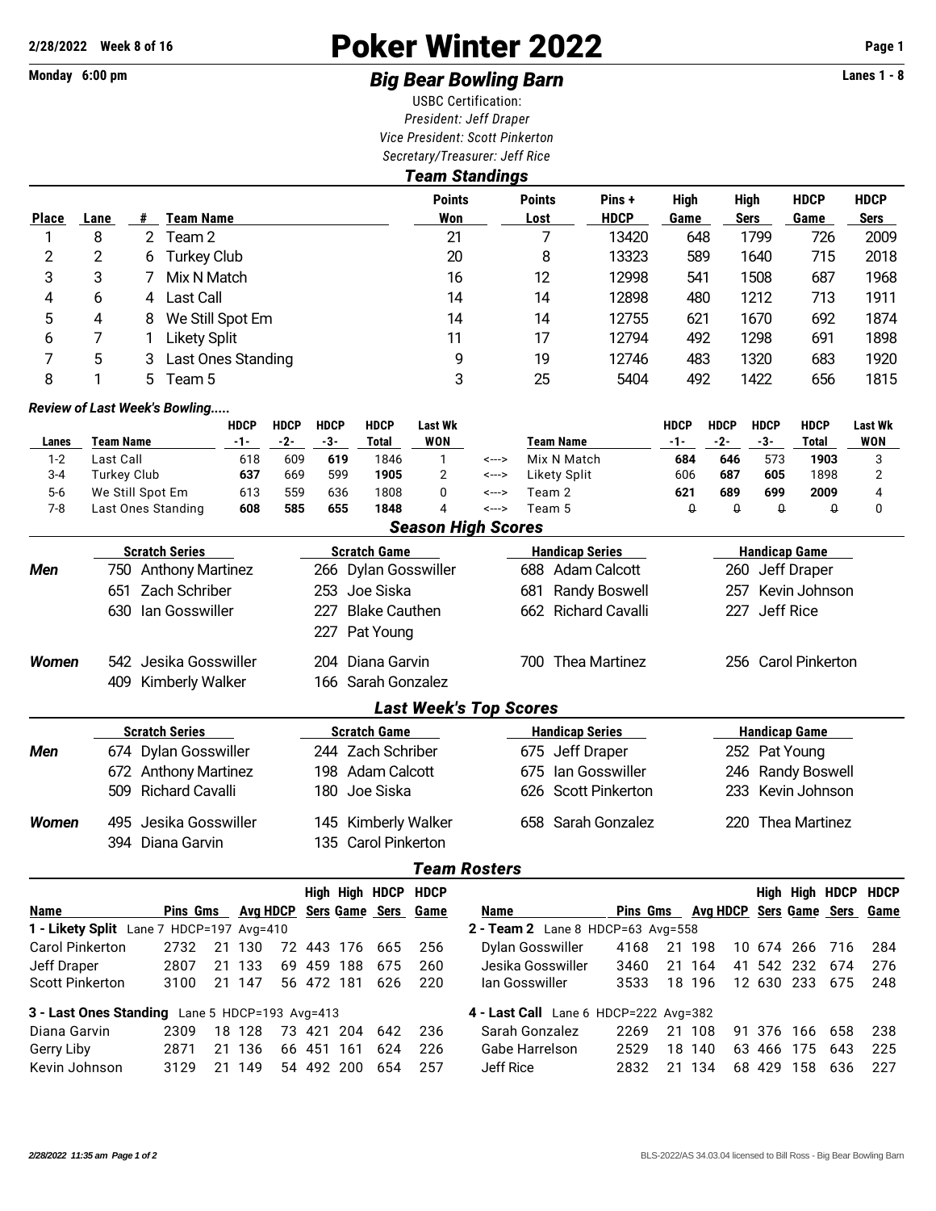**2/28/2022 Week 8 of 16**

**Monday 6:00 pm**

# Poker Winter 2022

## *Big Bear Bowling Barn*

**Lanes 1 - 8**

USBC Certification:
*President: Jeff Draper*
*Vice President: Scott Pinkerton*
*Secretary/Treasurer: Jeff Rice*

### *Team Standings*

| Place | Lane | # | Team Name | Points Won | Points Lost | Pins + HDCP | High Game | High Sers | HDCP Game | HDCP Sers |
|---|---|---|---|---|---|---|---|---|---|---|
| 1 | 8 | 2 | Team 2 | 21 | 7 | 13420 | 648 | 1799 | 726 | 2009 |
| 2 | 2 | 6 | Turkey Club | 20 | 8 | 13323 | 589 | 1640 | 715 | 2018 |
| 3 | 3 | 7 | Mix N Match | 16 | 12 | 12998 | 541 | 1508 | 687 | 1968 |
| 4 | 6 | 4 | Last Call | 14 | 14 | 12898 | 480 | 1212 | 713 | 1911 |
| 5 | 4 | 8 | We Still Spot Em | 14 | 14 | 12755 | 621 | 1670 | 692 | 1874 |
| 6 | 7 | 1 | Likety Split | 11 | 17 | 12794 | 492 | 1298 | 691 | 1898 |
| 7 | 5 | 3 | Last Ones Standing | 9 | 19 | 12746 | 483 | 1320 | 683 | 1920 |
| 8 | 1 | 5 | Team 5 | 3 | 25 | 5404 | 492 | 1422 | 656 | 1815 |

### *Review of Last Week's Bowling.....*

| Lanes | Team Name | HDCP -1- | HDCP -2- | HDCP -3- | HDCP Total | Last Wk WON | | Team Name | HDCP -1- | HDCP -2- | HDCP -3- | HDCP Total | Last Wk WON |
|---|---|---|---|---|---|---|---|---|---|---|---|---|---|
| 1-2 | Last Call | 618 | 609 | **619** | 1846 | 1 | <---> | Mix N Match | **684** | **646** | 573 | **1903** | 3 |
| 3-4 | Turkey Club | **637** | 669 | 599 | **1905** | 2 | <---> | Likety Split | 606 | **687** | **605** | 1898 | 2 |
| 5-6 | We Still Spot Em | 613 | 559 | 636 | 1808 | 0 | <---> | Team 2 | **621** | **689** | **699** | **2009** | 4 |
| 7-8 | Last Ones Standing | **608** | **585** | **655** | **1848** | 4 | <---> | Team 5 | 0 | 0 | 0 | 0 | 0 |

### *Season High Scores*

| | Scratch Series | Scratch Game | Handicap Series | Handicap Game |
|---|---|---|---|---|
| ***Men*** | 750 Anthony Martinez | 266 Dylan Gosswiller | 688 Adam Calcott | 260 Jeff Draper |
| | 651 Zach Schriber | 253 Joe Siska | 681 Randy Boswell | 257 Kevin Johnson |
| | 630 Ian Gosswiller | 227 Blake Cauthen | 662 Richard Cavalli | 227 Jeff Rice |
| | | 227 Pat Young | | |
| ***Women*** | 542 Jesika Gosswiller | 204 Diana Garvin | 700 Thea Martinez | 256 Carol Pinkerton |
| | 409 Kimberly Walker | 166 Sarah Gonzalez | | |

### *Last Week's Top Scores*

| | Scratch Series | Scratch Game | Handicap Series | Handicap Game |
|---|---|---|---|---|
| ***Men*** | 674 Dylan Gosswiller | 244 Zach Schriber | 675 Jeff Draper | 252 Pat Young |
| | 672 Anthony Martinez | 198 Adam Calcott | 675 Ian Gosswiller | 246 Randy Boswell |
| | 509 Richard Cavalli | 180 Joe Siska | 626 Scott Pinkerton | 233 Kevin Johnson |
| ***Women*** | 495 Jesika Gosswiller | 145 Kimberly Walker | 658 Sarah Gonzalez | 220 Thea Martinez |
| | 394 Diana Garvin | 135 Carol Pinkerton | | |

### *Team Rosters*

| Name | Pins | Gms | Avg | HDCP | High Sers | High Game | HDCP Sers | HDCP Game |
|---|---|---|---|---|---|---|---|---|
| **1 - Likety Split** Lane 7 HDCP=197 Avg=410 | | | | | | | | |
| Carol Pinkerton | 2732 | 21 | 130 | 72 | 443 | 176 | 665 | 256 |
| Jeff Draper | 2807 | 21 | 133 | 69 | 459 | 188 | 675 | 260 |
| Scott Pinkerton | 3100 | 21 | 147 | 56 | 472 | 181 | 626 | 220 |
| **2 - Team 2** Lane 8 HDCP=63 Avg=558 | | | | | | | | |
| Dylan Gosswiller | 4168 | 21 | 198 | 10 | 674 | 266 | 716 | 284 |
| Jesika Gosswiller | 3460 | 21 | 164 | 41 | 542 | 232 | 674 | 276 |
| Ian Gosswiller | 3533 | 18 | 196 | 12 | 630 | 233 | 675 | 248 |
| **3 - Last Ones Standing** Lane 5 HDCP=193 Avg=413 | | | | | | | | |
| Diana Garvin | 2309 | 18 | 128 | 73 | 421 | 204 | 642 | 236 |
| Gerry Liby | 2871 | 21 | 136 | 66 | 451 | 161 | 624 | 226 |
| Kevin Johnson | 3129 | 21 | 149 | 54 | 492 | 200 | 654 | 257 |
| **4 - Last Call** Lane 6 HDCP=222 Avg=382 | | | | | | | | |
| Sarah Gonzalez | 2269 | 21 | 108 | 91 | 376 | 166 | 658 | 238 |
| Gabe Harrelson | 2529 | 18 | 140 | 63 | 466 | 175 | 643 | 225 |
| Jeff Rice | 2832 | 21 | 134 | 68 | 429 | 158 | 636 | 227 |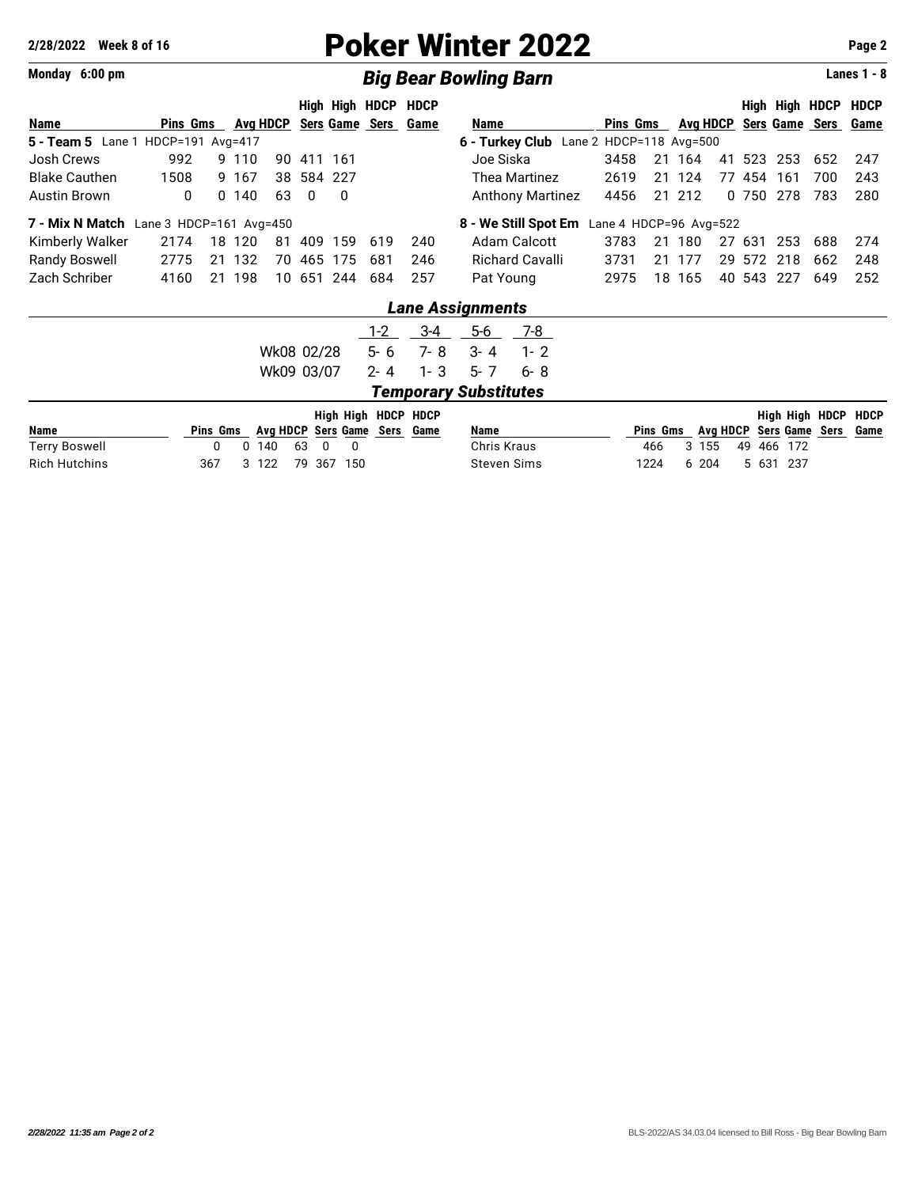# Poker Winter 2022

## *Big Bear Bowling Barn*

2/28/2022 Week 8 of 16 — Monday 6:00 pm — Lanes 1 - 8

| Name | Pins | Gms | Avg | HDCP | High Sers | High Game | HDCP Sers | HDCP Game |
|---|---|---|---|---|---|---|---|---|
| **5 - Team 5** Lane 1 HDCP=191 Avg=417 | | | | | | | | |
| Josh Crews | 992 | 9 | 110 | 90 | 411 | 161 | | |
| Blake Cauthen | 1508 | 9 | 167 | 38 | 584 | 227 | | |
| Austin Brown | 0 | 0 | 140 | 63 | 0 | 0 | | |
| **6 - Turkey Club** Lane 2 HDCP=118 Avg=500 | | | | | | | | |
| Joe Siska | 3458 | 21 | 164 | 41 | 523 | 253 | 652 | 247 |
| Thea Martinez | 2619 | 21 | 124 | 77 | 454 | 161 | 700 | 243 |
| Anthony Martinez | 4456 | 21 | 212 | 0 | 750 | 278 | 783 | 280 |
| **7 - Mix N Match** Lane 3 HDCP=161 Avg=450 | | | | | | | | |
| Kimberly Walker | 2174 | 18 | 120 | 81 | 409 | 159 | 619 | 240 |
| Randy Boswell | 2775 | 21 | 132 | 70 | 465 | 175 | 681 | 246 |
| Zach Schriber | 4160 | 21 | 198 | 10 | 651 | 244 | 684 | 257 |
| **8 - We Still Spot Em** Lane 4 HDCP=96 Avg=522 | | | | | | | | |
| Adam Calcott | 3783 | 21 | 180 | 27 | 631 | 253 | 688 | 274 |
| Richard Cavalli | 3731 | 21 | 177 | 29 | 572 | 218 | 662 | 248 |
| Pat Young | 2975 | 18 | 165 | 40 | 543 | 227 | 649 | 252 |

### *Lane Assignments*

| | 1-2 | 3-4 | 5-6 | 7-8 |
|---|---|---|---|---|
| Wk08 02/28 | 5- 6 | 7- 8 | 3- 4 | 1- 2 |
| Wk09 03/07 | 2- 4 | 1- 3 | 5- 7 | 6- 8 |

### *Temporary Substitutes*

| Name | Pins | Gms | Avg | HDCP | High Sers | High Game | HDCP Sers | HDCP Game |
|---|---|---|---|---|---|---|---|---|
| Terry Boswell | 0 | 0 | 140 | 63 | 0 | 0 | | |
| Rich Hutchins | 367 | 3 | 122 | 79 | 367 | 150 | | |
| Chris Kraus | 466 | 3 | 155 | 49 | 466 | 172 | | |
| Steven Sims | 1224 | 6 | 204 | 5 | 631 | 237 | | |